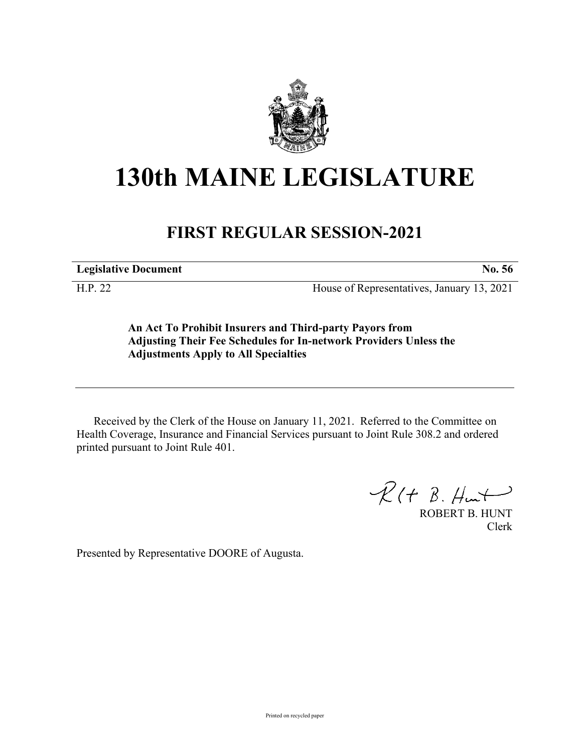# 130th MAINE LEGISLATURE

## FIRST REGULAR SESSION-2021

**Legislative Document** **No. 56**

H.P. 22 House of Representatives, January 13, 2021

**An Act To Prohibit Insurers and Third-party Payors from Adjusting Their Fee Schedules for In-network Providers Unless the Adjustments Apply to All Specialties**

Received by the Clerk of the House on January 11, 2021. Referred to the Committee on Health Coverage, Insurance and Financial Services pursuant to Joint Rule 308.2 and ordered printed pursuant to Joint Rule 401.

ROBERT B. HUNT
Clerk

Presented by Representative DOORE of Augusta.

Printed on recycled paper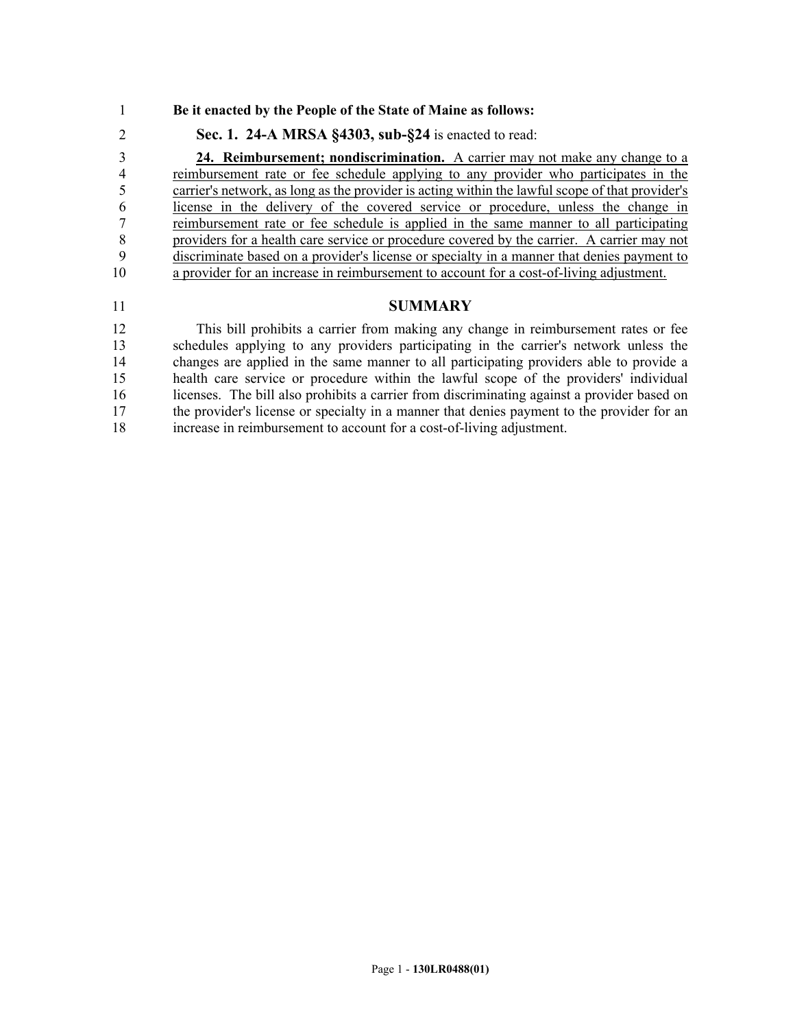**Be it enacted by the People of the State of Maine as follows:**

**Sec. 1. 24-A MRSA §4303, sub-§24** is enacted to read:

**24. Reimbursement; nondiscrimination.** A carrier may not make any change to a reimbursement rate or fee schedule applying to any provider who participates in the carrier's network, as long as the provider is acting within the lawful scope of that provider's license in the delivery of the covered service or procedure, unless the change in reimbursement rate or fee schedule is applied in the same manner to all participating providers for a health care service or procedure covered by the carrier. A carrier may not discriminate based on a provider's license or specialty in a manner that denies payment to a provider for an increase in reimbursement to account for a cost-of-living adjustment.

## SUMMARY

This bill prohibits a carrier from making any change in reimbursement rates or fee schedules applying to any providers participating in the carrier's network unless the changes are applied in the same manner to all participating providers able to provide a health care service or procedure within the lawful scope of the providers' individual licenses. The bill also prohibits a carrier from discriminating against a provider based on the provider's license or specialty in a manner that denies payment to the provider for an increase in reimbursement to account for a cost-of-living adjustment.